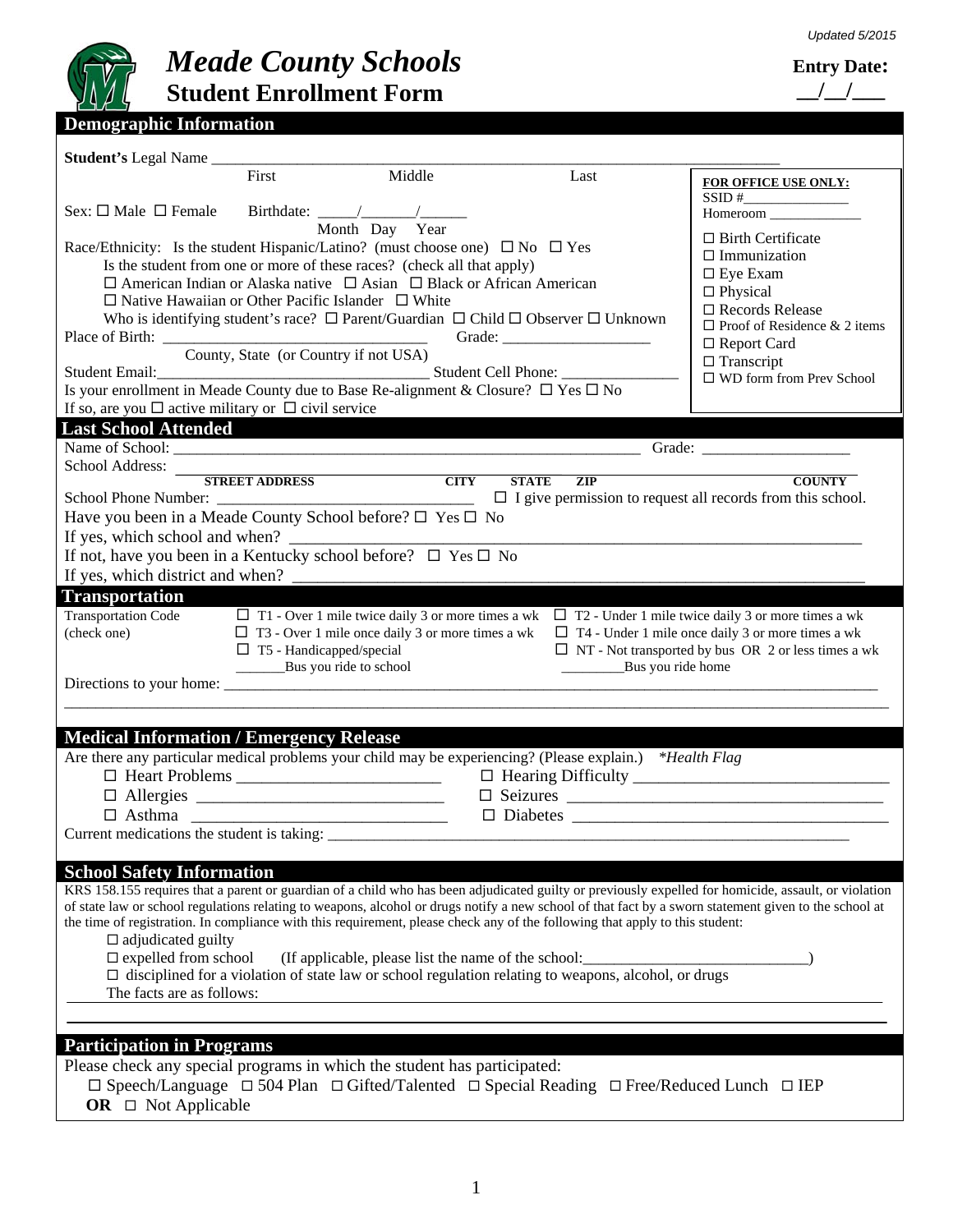Updated 5/2015

# Meade County Schools

## Student Enrollment Form

**Entry Date:** __/__/___

## Demographic Information

**Student's** Legal Name ______________________________________________________________________
First Middle Last

Sex: ☐ Male ☐ Female Birthdate: _____/_______/______
Month Day Year

Race/Ethnicity: Is the student Hispanic/Latino? (must choose one) ☐ No ☐ Yes

Is the student from one or more of these races? (check all that apply)

☐ American Indian or Alaska native ☐ Asian ☐ Black or African American

☐ Native Hawaiian or Other Pacific Islander ☐ White

Who is identifying student's race? ☐ Parent/Guardian ☐ Child ☐ Observer ☐ Unknown

Place of Birth: _________________________________ Grade: ___________________
County, State (or Country if not USA)

Student Email:__________________________________ Student Cell Phone: _______________

Is your enrollment in Meade County due to Base Re-alignment & Closure? ☐ Yes ☐ No

If so, are you ☐ active military or ☐ civil service

**FOR OFFICE USE ONLY:**

SSID #_______________

Homeroom _____________

☐ Birth Certificate
☐ Immunization
☐ Eye Exam
☐ Physical
☐ Records Release
☐ Proof of Residence & 2 items
☐ Report Card
☐ Transcript
☐ WD form from Prev School

## Last School Attended

Name of School: ______________________________________________________________ Grade: __________________

School Address: ______________________________________________________________________________________
STREET ADDRESS CITY STATE ZIP COUNTY

School Phone Number: _______________________________ ☐ I give permission to request all records from this school.

Have you been in a Meade County School before? ☐ Yes ☐ No

If yes, which school and when? ______________________________________________________________________

If not, have you been in a Kentucky school before? ☐ Yes ☐ No

If yes, which district and when? _____________________________________________________________________

## Transportation

Transportation Code (check one)

☐ T1 - Over 1 mile twice daily 3 or more times a wk
☐ T2 - Under 1 mile twice daily 3 or more times a wk
☐ T3 - Over 1 mile once daily 3 or more times a wk
☐ T4 - Under 1 mile once daily 3 or more times a wk
☐ T5 - Handicapped/special
☐ NT - Not transported by bus OR 2 or less times a wk

_______Bus you ride to school ________Bus you ride home

Directions to your home: _____________________________________________________________________________

_____________________________________________________________________________________________________

## Medical Information / Emergency Release

Are there any particular medical problems your child may be experiencing? (Please explain.) *\*Health Flag*

☐ Heart Problems ________________________ ☐ Hearing Difficulty ______________________________

☐ Allergies _____________________________ ☐ Seizures ___________________________________

☐ Asthma ______________________________ ☐ Diabetes ____________________________________

Current medications the student is taking: ____________________________________________________________

## School Safety Information

KRS 158.155 requires that a parent or guardian of a child who has been adjudicated guilty or previously expelled for homicide, assault, or violation of state law or school regulations relating to weapons, alcohol or drugs notify a new school of that fact by a sworn statement given to the school at the time of registration. In compliance with this requirement, please check any of the following that apply to this student:

☐ adjudicated guilty

☐ expelled from school (If applicable, please list the name of the school:____________________________)

☐ disciplined for a violation of state law or school regulation relating to weapons, alcohol, or drugs

The facts are as follows: ______________________________________________________________________________

_____________________________________________________________________________________________________

## Participation in Programs

Please check any special programs in which the student has participated:

☐ Speech/Language ☐ 504 Plan ☐ Gifted/Talented ☐ Special Reading ☐ Free/Reduced Lunch ☐ IEP

**OR** ☐ Not Applicable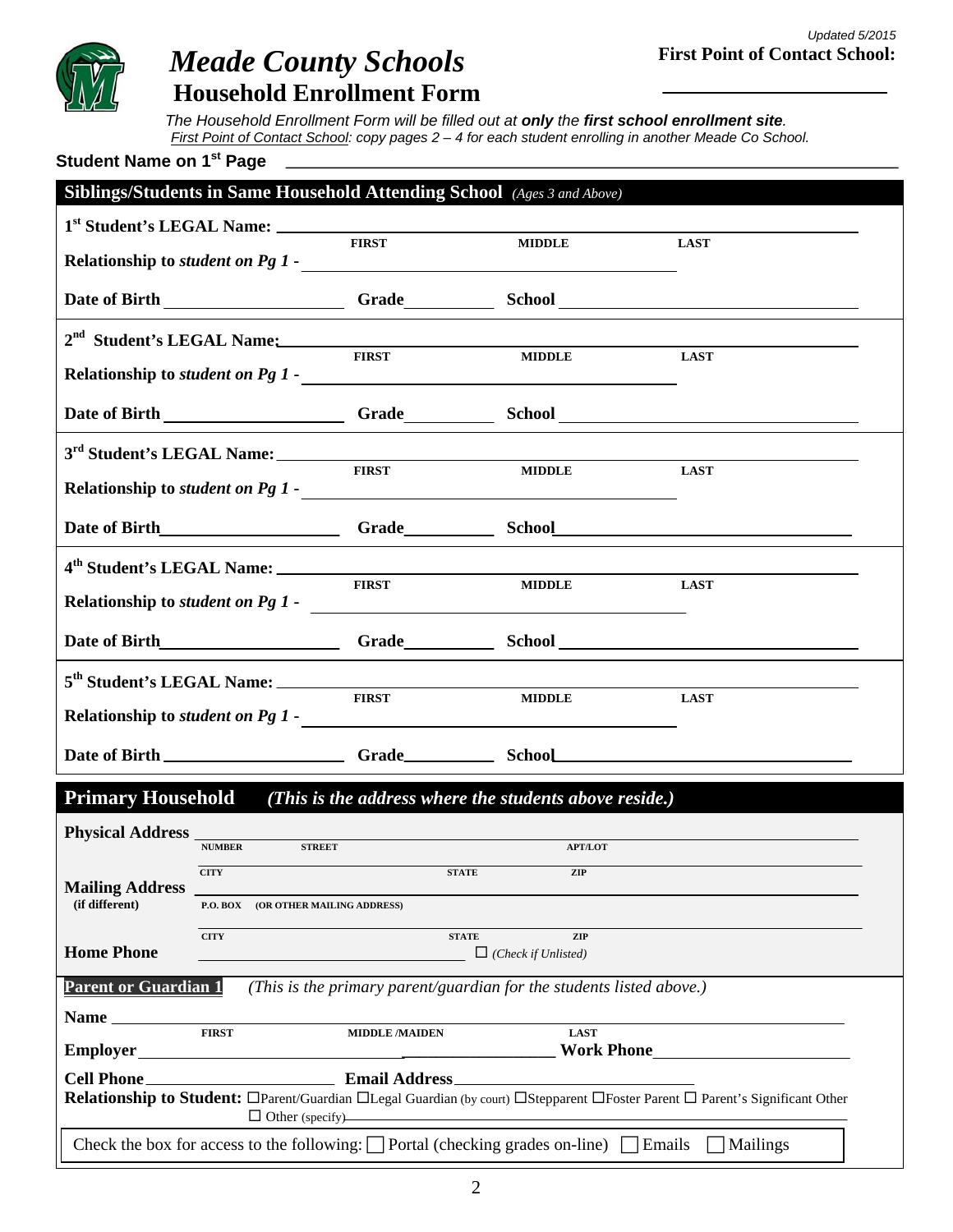Updated 5/2015

# *Meade County Schools*

## Household Enrollment Form

**First Point of Contact School:** ____________________

*The Household Enrollment Form will be filled out at **only** the **first school enrollment site**.*
*First Point of Contact School: copy pages 2 – 4 for each student enrolling in another Meade Co School.*

**Student Name on 1st Page** ______________________________________________

### Siblings/Students in Same Household Attending School *(Ages 3 and Above)*

**1st Student's LEGAL Name:** ____________________
FIRST MIDDLE LAST
**Relationship to *student on Pg 1* -** ____________________
**Date of Birth** __________ **Grade** __________ **School** __________

**2nd Student's LEGAL Name:** ____________________
FIRST MIDDLE LAST
**Relationship to *student on Pg 1* -** ____________________
**Date of Birth** __________ **Grade** __________ **School** __________

**3rd Student's LEGAL Name:** ____________________
FIRST MIDDLE LAST
**Relationship to *student on Pg 1* -** ____________________
**Date of Birth** __________ **Grade** __________ **School** __________

**4th Student's LEGAL Name:** ____________________
FIRST MIDDLE LAST
**Relationship to *student on Pg 1* -** ____________________
**Date of Birth** __________ **Grade** __________ **School** __________

**5th Student's LEGAL Name:** ____________________
FIRST MIDDLE LAST
**Relationship to *student on Pg 1* -** ____________________
**Date of Birth** __________ **Grade** __________ **School** __________

### Primary Household *(This is the address where the students above reside.)*

**Physical Address** ____________________
NUMBER STREET APT/LOT
CITY STATE ZIP

**Mailing Address** ____________________
**(if different)** P.O. BOX (OR OTHER MAILING ADDRESS)
CITY STATE ZIP

**Home Phone** ____________________ ☐ *(Check if Unlisted)*

**Parent or Guardian 1** *(This is the primary parent/guardian for the students listed above.)*

**Name** ____________________
FIRST MIDDLE /MAIDEN LAST

**Employer** ____________________ **Work Phone** ____________________

**Cell Phone** ____________________ **Email Address** ____________________

**Relationship to Student:** ☐Parent/Guardian ☐Legal Guardian (by court) ☐Stepparent ☐Foster Parent ☐ Parent's Significant Other ☐ Other (specify) ____________________

Check the box for access to the following: ☐ Portal (checking grades on-line) ☐ Emails ☐ Mailings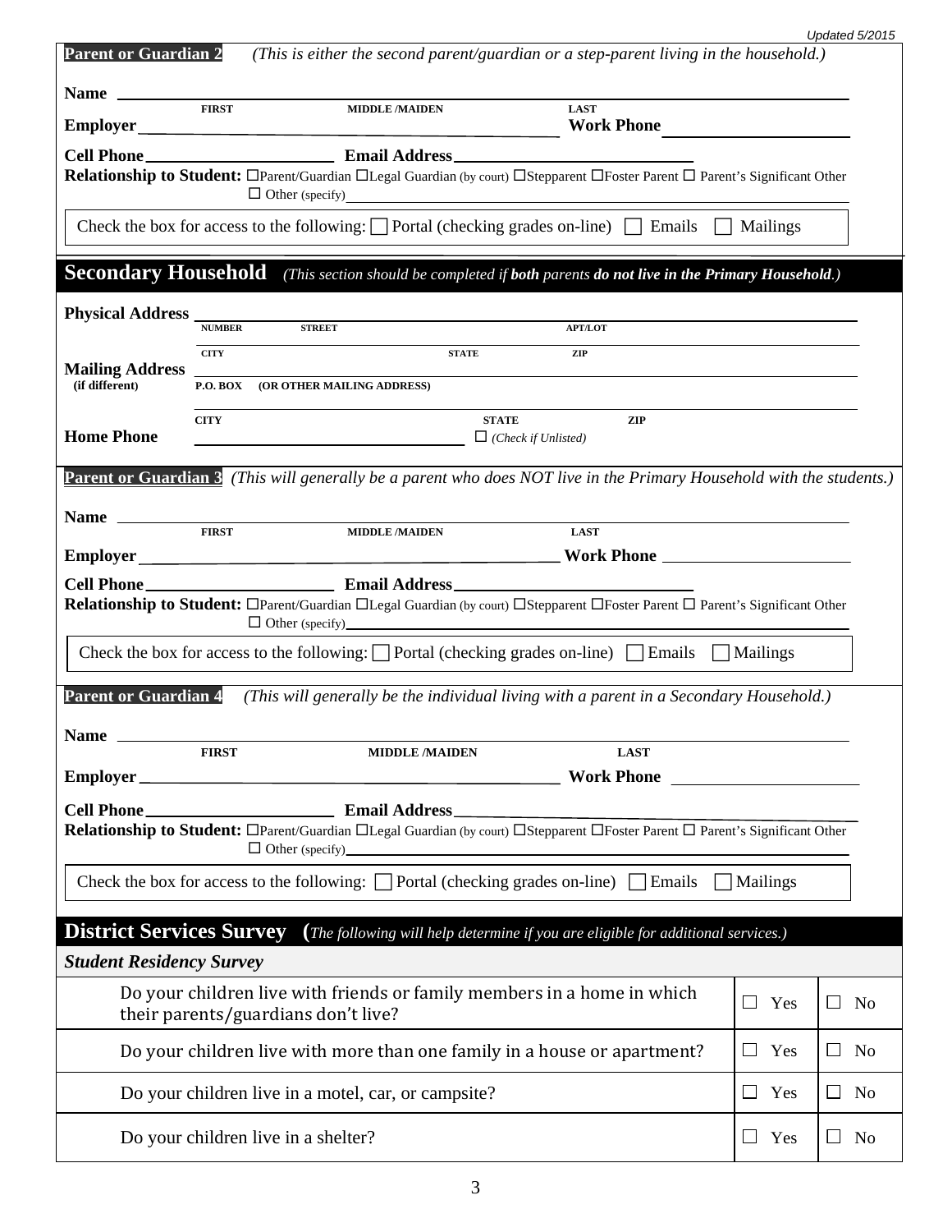**Parent or Guardian 2** *(This is either the second parent/guardian or a step-parent living in the household.)*

**Name** ______________________________________________
FIRST MIDDLE /MAIDEN LAST

**Employer** ______________________________ **Work Phone** ____________________

**Cell Phone** ____________________ **Email Address** ________________________

**Relationship to Student:** ☐Parent/Guardian ☐Legal Guardian (by court) ☐Stepparent ☐Foster Parent ☐ Parent's Significant Other ☐ Other (specify)____________________

Check the box for access to the following: ☐ Portal (checking grades on-line) ☐ Emails ☐ Mailings

## Secondary Household *(This section should be completed if **both** parents **do not live in the Primary Household**.)*

**Physical Address** ______________________________________________
NUMBER STREET APT/LOT

CITY STATE ZIP

**Mailing Address (if different)** ______________________________________________
P.O. BOX (OR OTHER MAILING ADDRESS)

CITY STATE ZIP

**Home Phone** ____________________ ☐ *(Check if Unlisted)*

**Parent or Guardian 3** *(This will generally be a parent who does NOT live in the Primary Household with the students.)*

**Name** ______________________________________________
FIRST MIDDLE /MAIDEN LAST

**Employer** ______________________________ **Work Phone** ____________________

**Cell Phone** ____________________ **Email Address** ________________________

**Relationship to Student:** ☐Parent/Guardian ☐Legal Guardian (by court) ☐Stepparent ☐Foster Parent ☐ Parent's Significant Other ☐ Other (specify)____________________

Check the box for access to the following: ☐ Portal (checking grades on-line) ☐ Emails ☐ Mailings

**Parent or Guardian 4** *(This will generally be the individual living with a parent in a Secondary Household.)*

**Name** ______________________________________________
FIRST MIDDLE /MAIDEN LAST

**Employer** ______________________________ **Work Phone** ____________________

**Cell Phone** ____________________ **Email Address** ________________________

**Relationship to Student:** ☐Parent/Guardian ☐Legal Guardian (by court) ☐Stepparent ☐Foster Parent ☐ Parent's Significant Other ☐ Other (specify)____________________

Check the box for access to the following: ☐ Portal (checking grades on-line) ☐ Emails ☐ Mailings

## District Services Survey *(The following will help determine if you are eligible for additional services.)*

***Student Residency Survey***

| Question | Yes | No |
|---|---|---|
| Do your children live with friends or family members in a home in which their parents/guardians don't live? | ☐ Yes | ☐ No |
| Do your children live with more than one family in a house or apartment? | ☐ Yes | ☐ No |
| Do your children live in a motel, car, or campsite? | ☐ Yes | ☐ No |
| Do your children live in a shelter? | ☐ Yes | ☐ No |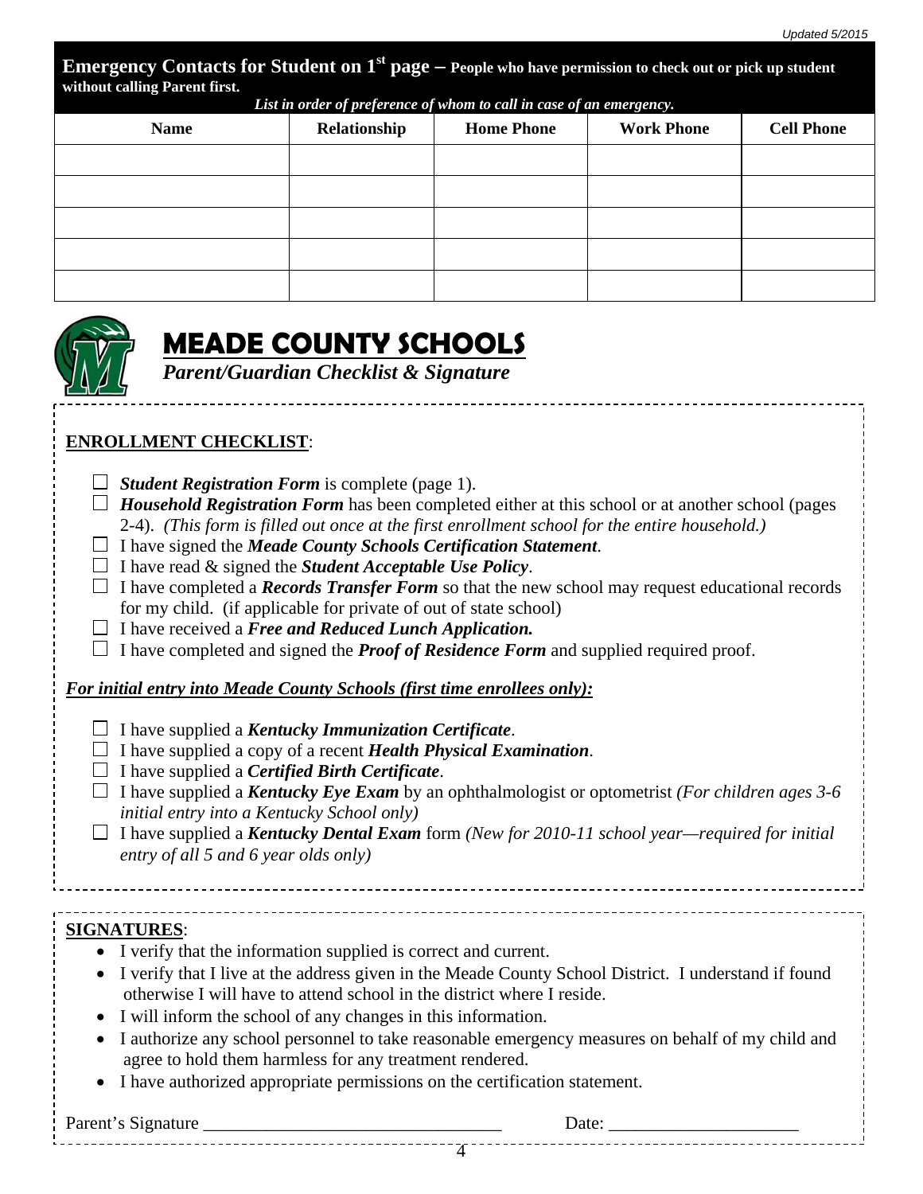Updated 5/2015

**Emergency Contacts for Student on 1st page – People who have permission to check out or pick up student without calling Parent first.**

*List in order of preference of whom to call in case of an emergency.*

| Name | Relationship | Home Phone | Work Phone | Cell Phone |
|---|---|---|---|---|
| | | | | |
| | | | | |
| | | | | |
| | | | | |
| | | | | |

# MEADE COUNTY SCHOOLS

*Parent/Guardian Checklist & Signature*

**ENROLLMENT CHECKLIST**:

- ☐ ***Student Registration Form*** is complete (page 1).
- ☐ ***Household Registration Form*** has been completed either at this school or at another school (pages 2-4). *(This form is filled out once at the first enrollment school for the entire household.)*
- ☐ I have signed the ***Meade County Schools Certification Statement***.
- ☐ I have read & signed the ***Student Acceptable Use Policy***.
- ☐ I have completed a ***Records Transfer Form*** so that the new school may request educational records for my child. (if applicable for private of out of state school)
- ☐ I have received a ***Free and Reduced Lunch Application.***
- ☐ I have completed and signed the ***Proof of Residence Form*** and supplied required proof.

***For initial entry into Meade County Schools (first time enrollees only):***

- ☐ I have supplied a ***Kentucky Immunization Certificate***.
- ☐ I have supplied a copy of a recent ***Health Physical Examination***.
- ☐ I have supplied a ***Certified Birth Certificate***.
- ☐ I have supplied a ***Kentucky Eye Exam*** by an ophthalmologist or optometrist *(For children ages 3-6 initial entry into a Kentucky School only)*
- ☐ I have supplied a ***Kentucky Dental Exam*** form *(New for 2010-11 school year—required for initial entry of all 5 and 6 year olds only)*

**SIGNATURES**:

- I verify that the information supplied is correct and current.
- I verify that I live at the address given in the Meade County School District. I understand if found otherwise I will have to attend school in the district where I reside.
- I will inform the school of any changes in this information.
- I authorize any school personnel to take reasonable emergency measures on behalf of my child and agree to hold them harmless for any treatment rendered.
- I have authorized appropriate permissions on the certification statement.

Parent's Signature ________________________________ Date: ____________________